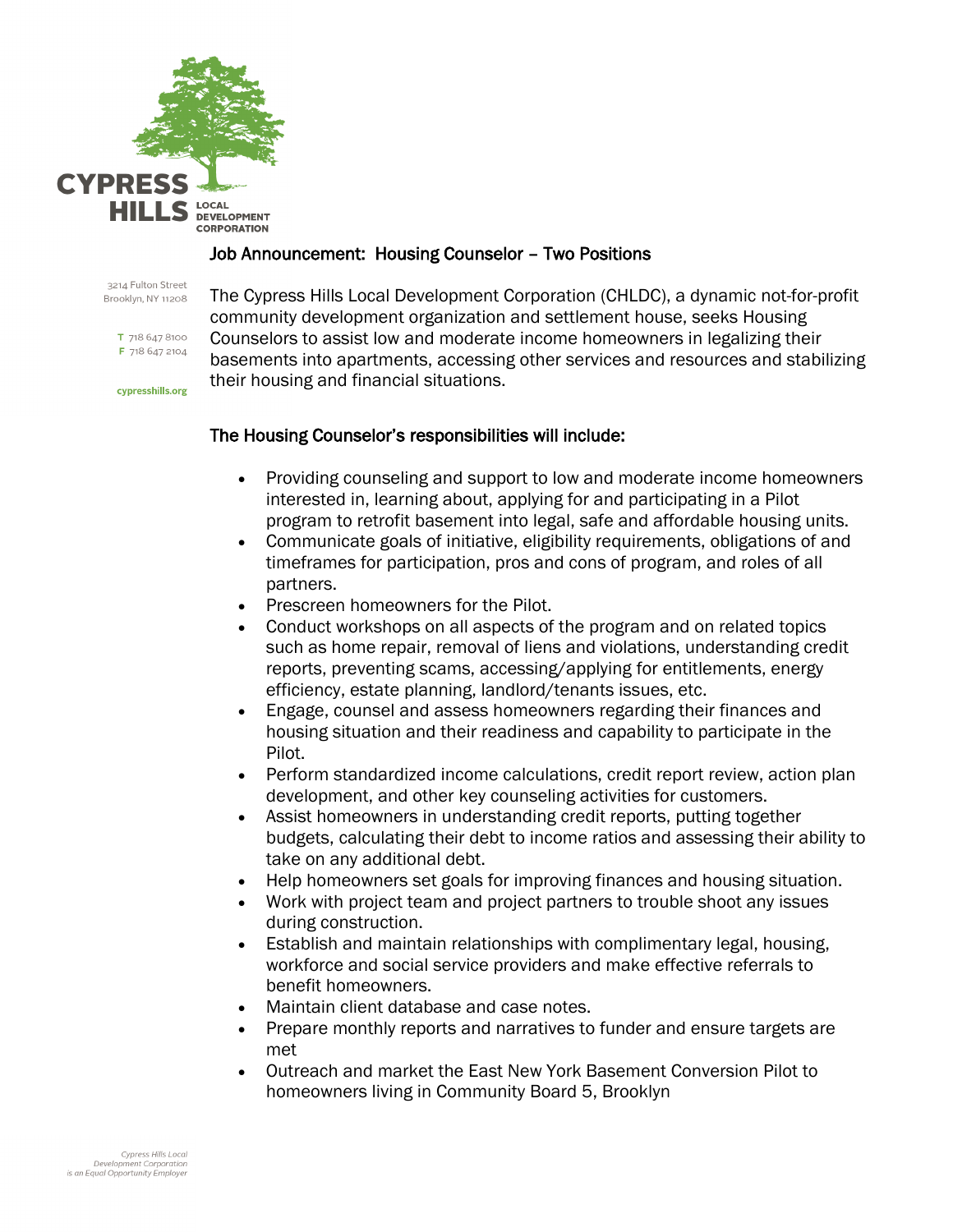CYPRESS HILLS LOCAL DEVELOPMENT CORPORATION

3214 Fulton Street
Brooklyn, NY 11208

T 718 647 8100
F 718 647 2104

cypresshills.org

## Job Announcement: Housing Counselor – Two Positions

The Cypress Hills Local Development Corporation (CHLDC), a dynamic not-for-profit community development organization and settlement house, seeks Housing Counselors to assist low and moderate income homeowners in legalizing their basements into apartments, accessing other services and resources and stabilizing their housing and financial situations.

### The Housing Counselor's responsibilities will include:

- Providing counseling and support to low and moderate income homeowners interested in, learning about, applying for and participating in a Pilot program to retrofit basement into legal, safe and affordable housing units.
- Communicate goals of initiative, eligibility requirements, obligations of and timeframes for participation, pros and cons of program, and roles of all partners.
- Prescreen homeowners for the Pilot.
- Conduct workshops on all aspects of the program and on related topics such as home repair, removal of liens and violations, understanding credit reports, preventing scams, accessing/applying for entitlements, energy efficiency, estate planning, landlord/tenants issues, etc.
- Engage, counsel and assess homeowners regarding their finances and housing situation and their readiness and capability to participate in the Pilot.
- Perform standardized income calculations, credit report review, action plan development, and other key counseling activities for customers.
- Assist homeowners in understanding credit reports, putting together budgets, calculating their debt to income ratios and assessing their ability to take on any additional debt.
- Help homeowners set goals for improving finances and housing situation.
- Work with project team and project partners to trouble shoot any issues during construction.
- Establish and maintain relationships with complimentary legal, housing, workforce and social service providers and make effective referrals to benefit homeowners.
- Maintain client database and case notes.
- Prepare monthly reports and narratives to funder and ensure targets are met
- Outreach and market the East New York Basement Conversion Pilot to homeowners living in Community Board 5, Brooklyn

*Cypress Hills Local Development Corporation is an Equal Opportunity Employer*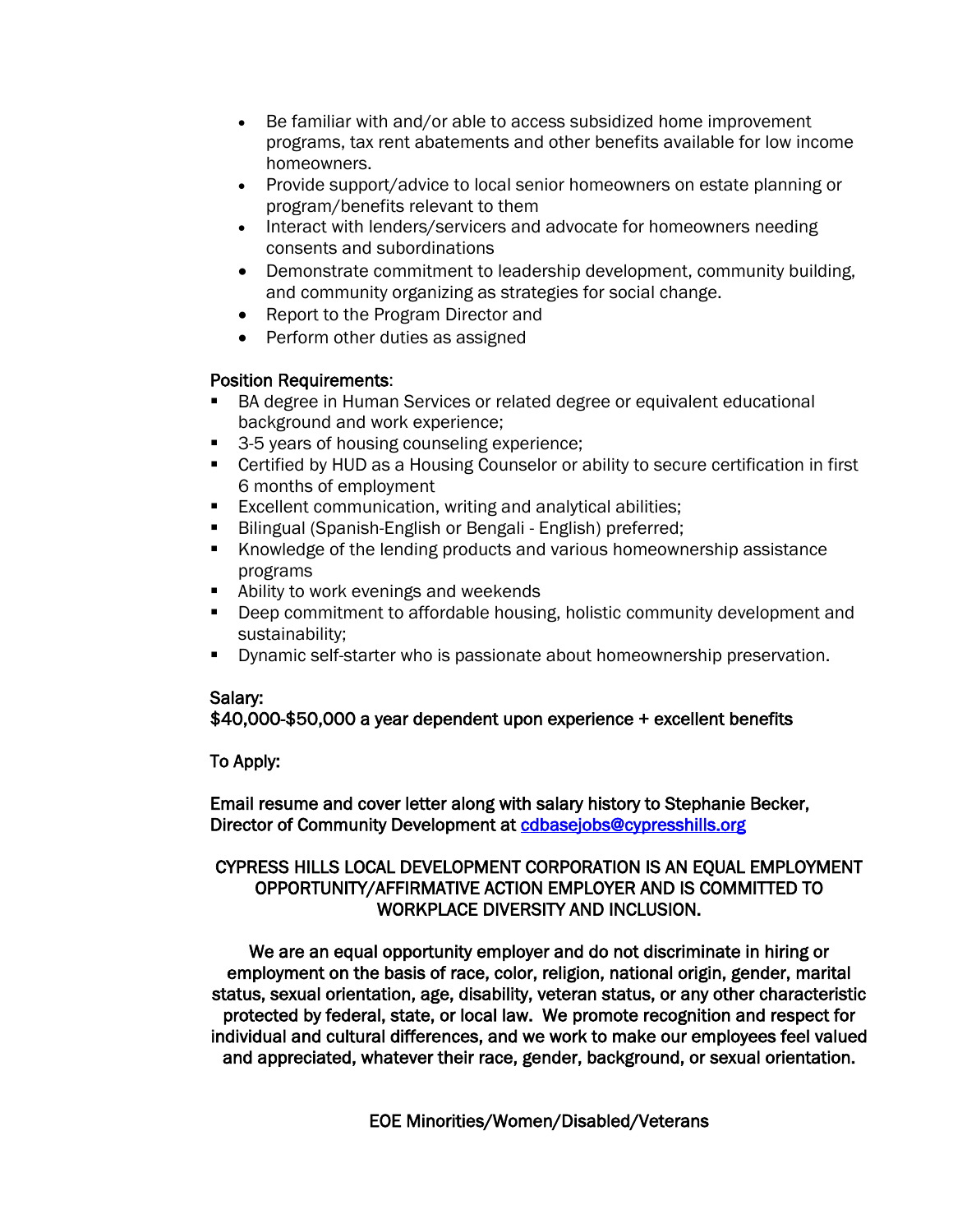- Be familiar with and/or able to access subsidized home improvement programs, tax rent abatements and other benefits available for low income homeowners.
- Provide support/advice to local senior homeowners on estate planning or program/benefits relevant to them
- Interact with lenders/servicers and advocate for homeowners needing consents and subordinations
- Demonstrate commitment to leadership development, community building, and community organizing as strategies for social change.
- Report to the Program Director and
- Perform other duties as assigned

Position Requirements:

- BA degree in Human Services or related degree or equivalent educational background and work experience;
- 3-5 years of housing counseling experience;
- Certified by HUD as a Housing Counselor or ability to secure certification in first 6 months of employment
- Excellent communication, writing and analytical abilities;
- Bilingual (Spanish-English or Bengali - English) preferred;
- Knowledge of the lending products and various homeownership assistance programs
- Ability to work evenings and weekends
- Deep commitment to affordable housing, holistic community development and sustainability;
- Dynamic self-starter who is passionate about homeownership preservation.

Salary:
$40,000-$50,000 a year dependent upon experience + excellent benefits

To Apply:

Email resume and cover letter along with salary history to Stephanie Becker, Director of Community Development at cdbasejobs@cypresshills.org

CYPRESS HILLS LOCAL DEVELOPMENT CORPORATION IS AN EQUAL EMPLOYMENT OPPORTUNITY/AFFIRMATIVE ACTION EMPLOYER AND IS COMMITTED TO WORKPLACE DIVERSITY AND INCLUSION.

We are an equal opportunity employer and do not discriminate in hiring or employment on the basis of race, color, religion, national origin, gender, marital status, sexual orientation, age, disability, veteran status, or any other characteristic protected by federal, state, or local law. We promote recognition and respect for individual and cultural differences, and we work to make our employees feel valued and appreciated, whatever their race, gender, background, or sexual orientation.

EOE Minorities/Women/Disabled/Veterans